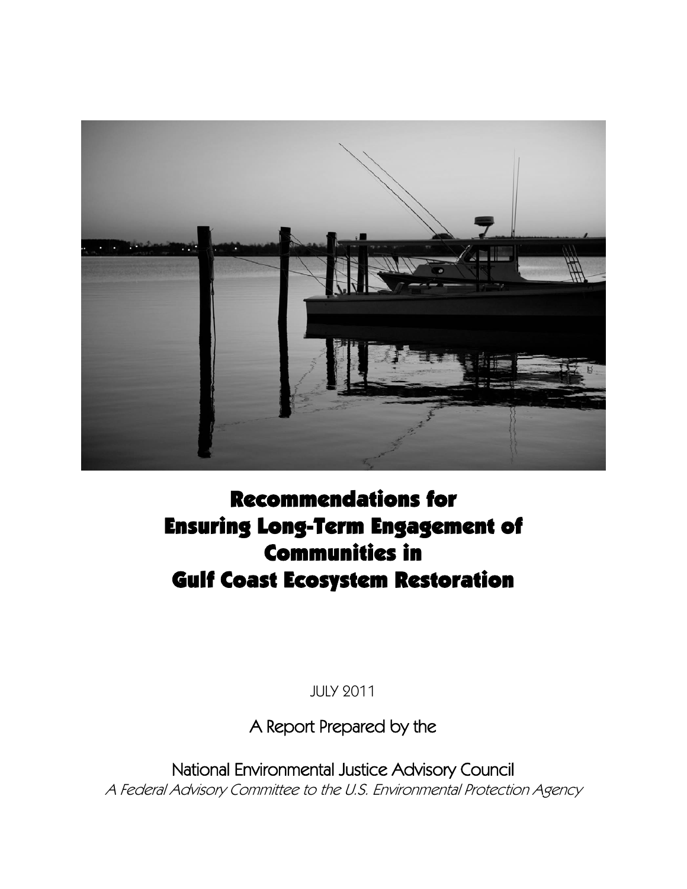# Recommendations for Ensuring Long-Term Engagement of Communities in Gulf Coast Ecosystem Restoration

JULY 2011

A Report Prepared by the

National Environmental Justice Advisory Council

*A Federal Advisory Committee to the U.S. Environmental Protection Agency*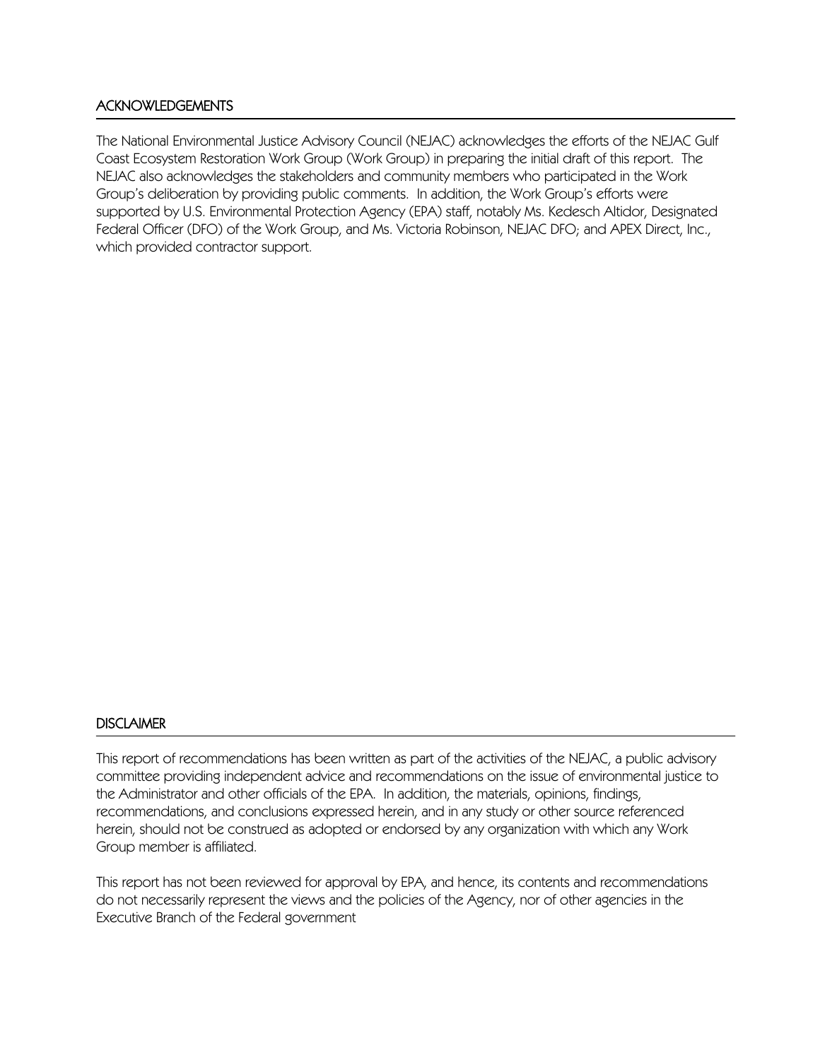## ACKNOWLEDGEMENTS

The National Environmental Justice Advisory Council (NEJAC) acknowledges the efforts of the NEJAC Gulf Coast Ecosystem Restoration Work Group (Work Group) in preparing the initial draft of this report. The NEJAC also acknowledges the stakeholders and community members who participated in the Work Group's deliberation by providing public comments. In addition, the Work Group's efforts were supported by U.S. Environmental Protection Agency (EPA) staff, notably Ms. Kedesch Altidor, Designated Federal Officer (DFO) of the Work Group, and Ms. Victoria Robinson, NEJAC DFO; and APEX Direct, Inc., which provided contractor support.

## DISCLAIMER

This report of recommendations has been written as part of the activities of the NEJAC, a public advisory committee providing independent advice and recommendations on the issue of environmental justice to the Administrator and other officials of the EPA. In addition, the materials, opinions, findings, recommendations, and conclusions expressed herein, and in any study or other source referenced herein, should not be construed as adopted or endorsed by any organization with which any Work Group member is affiliated.

This report has not been reviewed for approval by EPA, and hence, its contents and recommendations do not necessarily represent the views and the policies of the Agency, nor of other agencies in the Executive Branch of the Federal government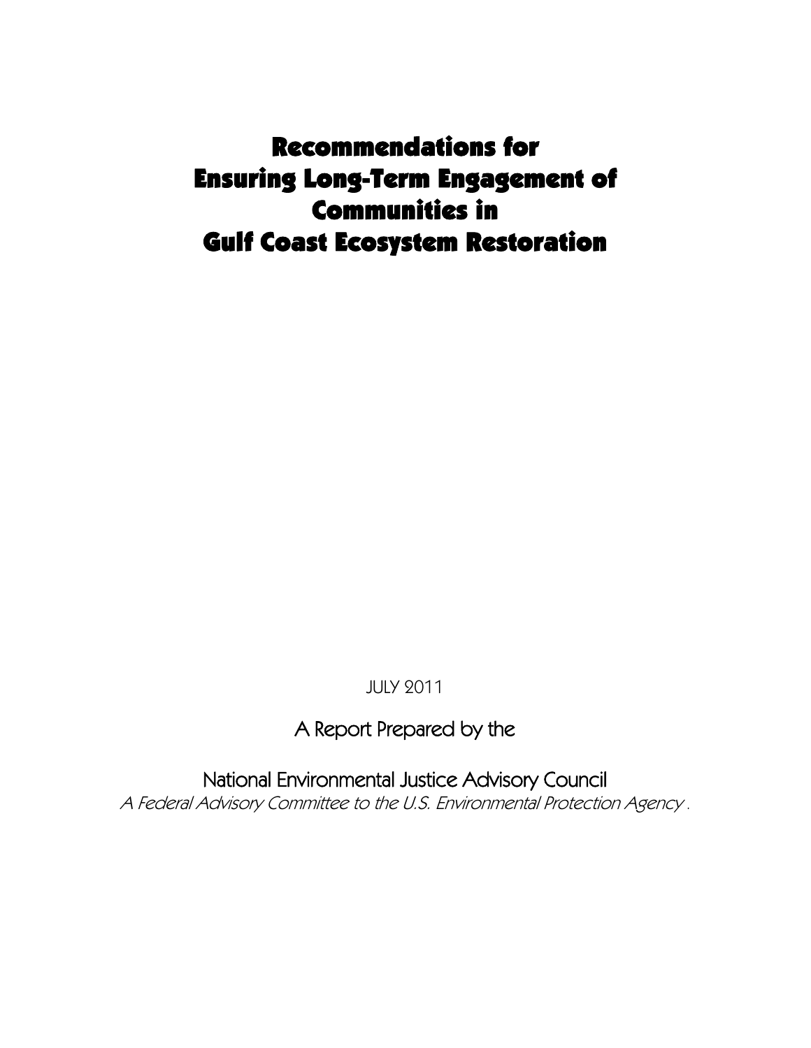# Recommendations for Ensuring Long-Term Engagement of Communities in Gulf Coast Ecosystem Restoration

JULY 2011

A Report Prepared by the

National Environmental Justice Advisory Council

*A Federal Advisory Committee to the U.S. Environmental Protection Agency .*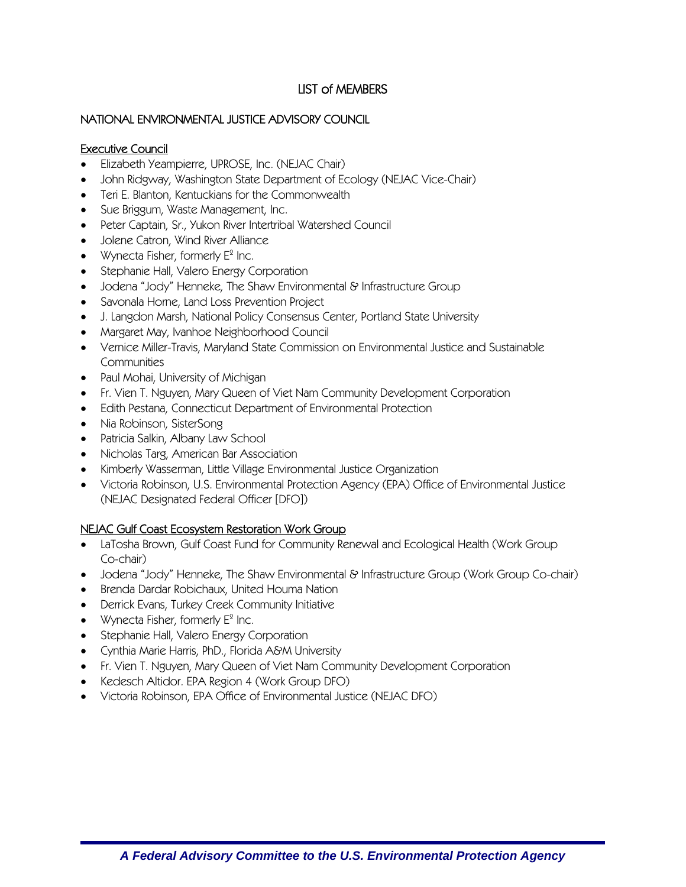# LIST of MEMBERS

## NATIONAL ENVIRONMENTAL JUSTICE ADVISORY COUNCIL

### Executive Council

- Elizabeth Yeampierre, UPROSE, Inc. (NEJAC Chair)
- John Ridgway, Washington State Department of Ecology (NEJAC Vice-Chair)
- Teri E. Blanton, Kentuckians for the Commonwealth
- Sue Briggum, Waste Management, Inc.
- Peter Captain, Sr., Yukon River Intertribal Watershed Council
- Jolene Catron, Wind River Alliance
- Wynecta Fisher, formerly $E^2$ Inc.
- Stephanie Hall, Valero Energy Corporation
- Jodena "Jody" Henneke, The Shaw Environmental & Infrastructure Group
- Savonala Horne, Land Loss Prevention Project
- J. Langdon Marsh, National Policy Consensus Center, Portland State University
- Margaret May, Ivanhoe Neighborhood Council
- Vernice Miller-Travis, Maryland State Commission on Environmental Justice and Sustainable Communities
- Paul Mohai, University of Michigan
- Fr. Vien T. Nguyen, Mary Queen of Viet Nam Community Development Corporation
- Edith Pestana, Connecticut Department of Environmental Protection
- Nia Robinson, SisterSong
- Patricia Salkin, Albany Law School
- Nicholas Targ, American Bar Association
- Kimberly Wasserman, Little Village Environmental Justice Organization
- Victoria Robinson, U.S. Environmental Protection Agency (EPA) Office of Environmental Justice (NEJAC Designated Federal Officer [DFO])

### NEJAC Gulf Coast Ecosystem Restoration Work Group

- LaTosha Brown, Gulf Coast Fund for Community Renewal and Ecological Health (Work Group Co-chair)
- Jodena "Jody" Henneke, The Shaw Environmental & Infrastructure Group (Work Group Co-chair)
- Brenda Dardar Robichaux, United Houma Nation
- Derrick Evans, Turkey Creek Community Initiative
- Wynecta Fisher, formerly $E^2$ Inc.
- Stephanie Hall, Valero Energy Corporation
- Cynthia Marie Harris, PhD., Florida A&M University
- Fr. Vien T. Nguyen, Mary Queen of Viet Nam Community Development Corporation
- Kedesch Altidor. EPA Region 4 (Work Group DFO)
- Victoria Robinson, EPA Office of Environmental Justice (NEJAC DFO)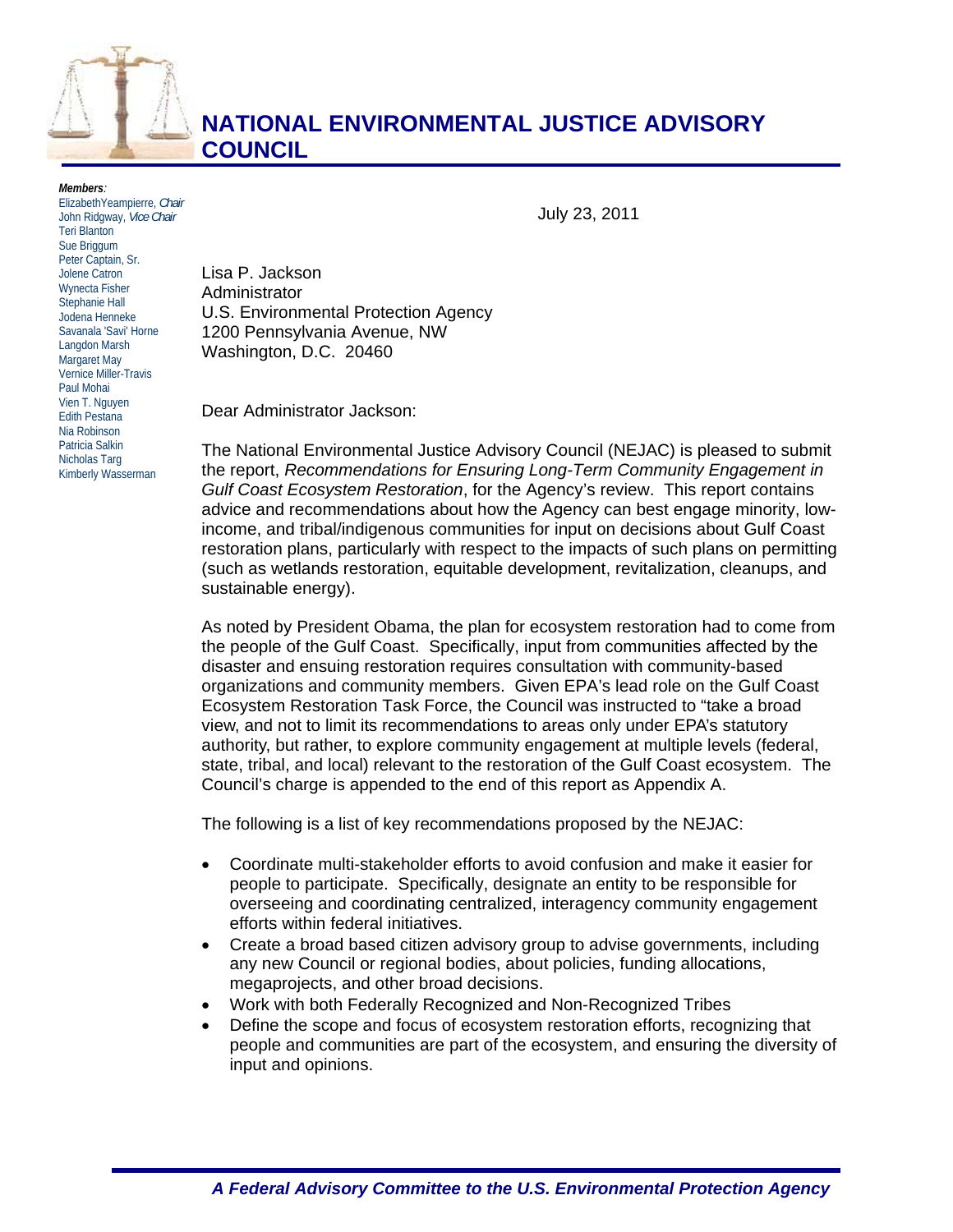# NATIONAL ENVIRONMENTAL JUSTICE ADVISORY COUNCIL

***Members:***
ElizabethYeampierre, *Chair*
John Ridgway, *Vice Chair*
Teri Blanton
Sue Briggum
Peter Captain, Sr.
Jolene Catron
Wynecta Fisher
Stephanie Hall
Jodena Henneke
Savanala 'Savi' Horne
Langdon Marsh
Margaret May
Vernice Miller-Travis
Paul Mohai
Vien T. Nguyen
Edith Pestana
Nia Robinson
Patricia Salkin
Nicholas Targ
Kimberly Wasserman

July 23, 2011

Lisa P. Jackson
Administrator
U.S. Environmental Protection Agency
1200 Pennsylvania Avenue, NW
Washington, D.C. 20460

Dear Administrator Jackson:

The National Environmental Justice Advisory Council (NEJAC) is pleased to submit the report, *Recommendations for Ensuring Long-Term Community Engagement in Gulf Coast Ecosystem Restoration*, for the Agency's review. This report contains advice and recommendations about how the Agency can best engage minority, low-income, and tribal/indigenous communities for input on decisions about Gulf Coast restoration plans, particularly with respect to the impacts of such plans on permitting (such as wetlands restoration, equitable development, revitalization, cleanups, and sustainable energy).

As noted by President Obama, the plan for ecosystem restoration had to come from the people of the Gulf Coast. Specifically, input from communities affected by the disaster and ensuing restoration requires consultation with community-based organizations and community members. Given EPA's lead role on the Gulf Coast Ecosystem Restoration Task Force, the Council was instructed to "take a broad view, and not to limit its recommendations to areas only under EPA's statutory authority, but rather, to explore community engagement at multiple levels (federal, state, tribal, and local) relevant to the restoration of the Gulf Coast ecosystem. The Council's charge is appended to the end of this report as Appendix A.

The following is a list of key recommendations proposed by the NEJAC:

- Coordinate multi-stakeholder efforts to avoid confusion and make it easier for people to participate. Specifically, designate an entity to be responsible for overseeing and coordinating centralized, interagency community engagement efforts within federal initiatives.
- Create a broad based citizen advisory group to advise governments, including any new Council or regional bodies, about policies, funding allocations, megaprojects, and other broad decisions.
- Work with both Federally Recognized and Non-Recognized Tribes
- Define the scope and focus of ecosystem restoration efforts, recognizing that people and communities are part of the ecosystem, and ensuring the diversity of input and opinions.

*A Federal Advisory Committee to the U.S. Environmental Protection Agency*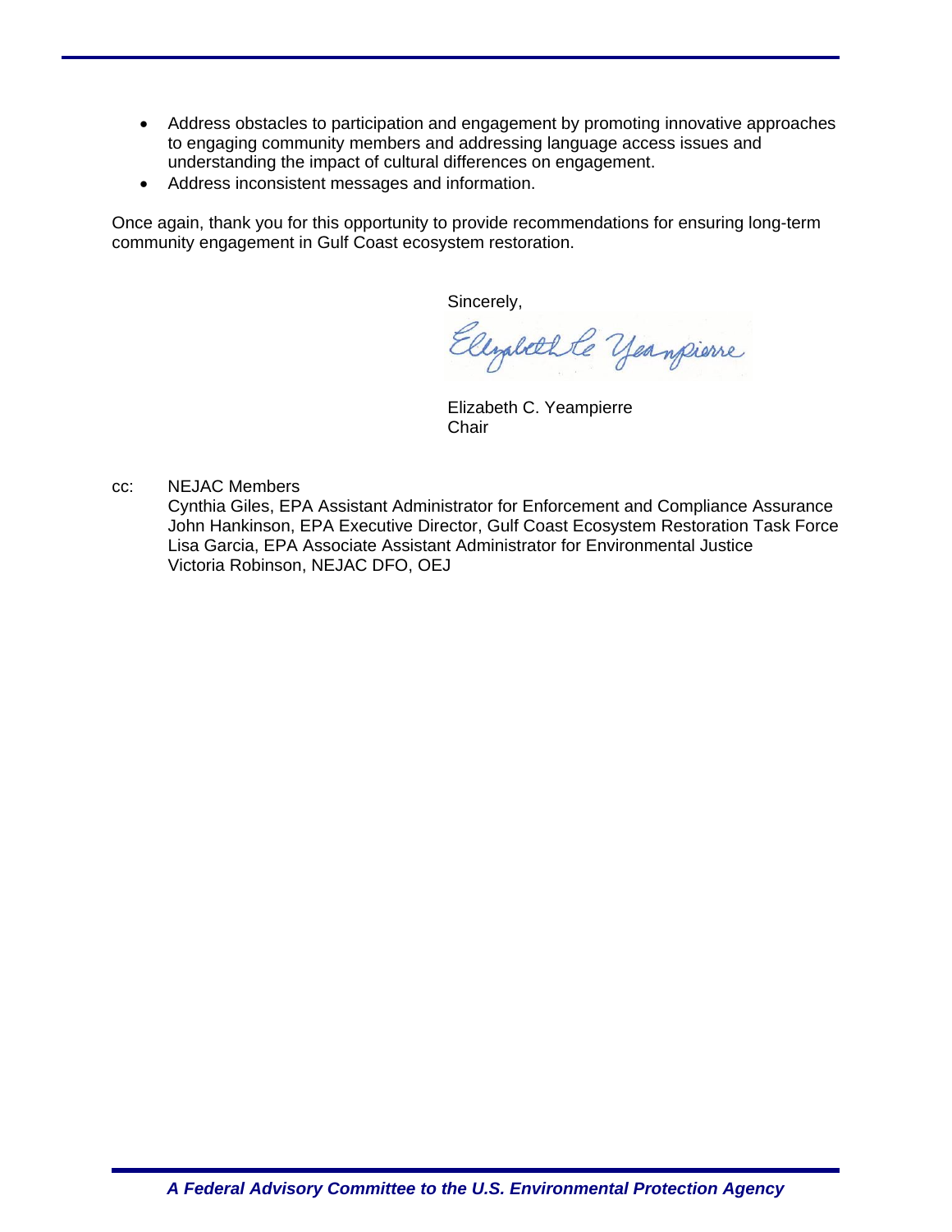- Address obstacles to participation and engagement by promoting innovative approaches to engaging community members and addressing language access issues and understanding the impact of cultural differences on engagement.
- Address inconsistent messages and information.

Once again, thank you for this opportunity to provide recommendations for ensuring long-term community engagement in Gulf Coast ecosystem restoration.

Sincerely,

Elizabeth C. Yeampierre
Chair

cc: NEJAC Members
Cynthia Giles, EPA Assistant Administrator for Enforcement and Compliance Assurance
John Hankinson, EPA Executive Director, Gulf Coast Ecosystem Restoration Task Force
Lisa Garcia, EPA Associate Assistant Administrator for Environmental Justice
Victoria Robinson, NEJAC DFO, OEJ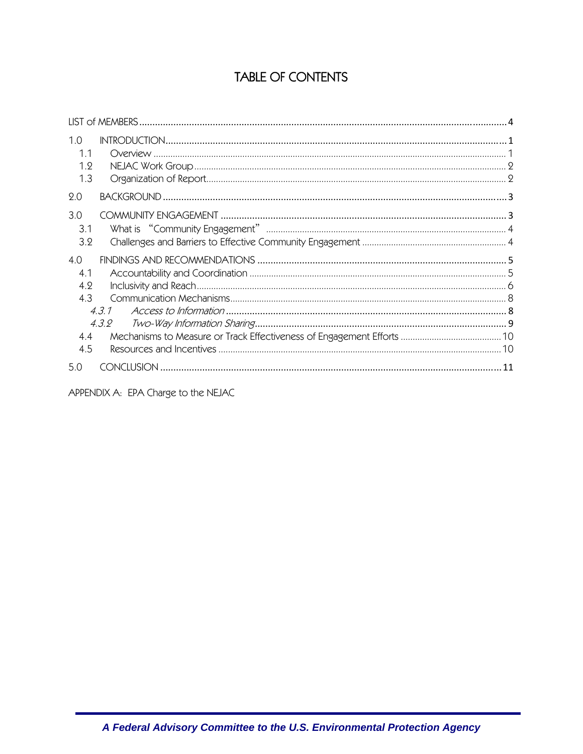# TABLE OF CONTENTS

LIST of MEMBERS .......... 4

1.0 INTRODUCTION .......... 1
- 1.1 Overview .......... 1
- 1.2 NEJAC Work Group .......... 2
- 1.3 Organization of Report .......... 2

2.0 BACKGROUND .......... 3

3.0 COMMUNITY ENGAGEMENT .......... 3
- 3.1 What is "Community Engagement" .......... 4
- 3.2 Challenges and Barriers to Effective Community Engagement .......... 4

4.0 FINDINGS AND RECOMMENDATIONS .......... 5
- 4.1 Accountability and Coordination .......... 5
- 4.2 Inclusivity and Reach .......... 6
- 4.3 Communication Mechanisms .......... 8
  - *4.3.1 Access to Information* .......... 8
  - *4.3.2 Two-Way Information Sharing* .......... 9
- 4.4 Mechanisms to Measure or Track Effectiveness of Engagement Efforts .......... 10
- 4.5 Resources and Incentives .......... 10

5.0 CONCLUSION .......... 11

APPENDIX A: EPA Charge to the NEJAC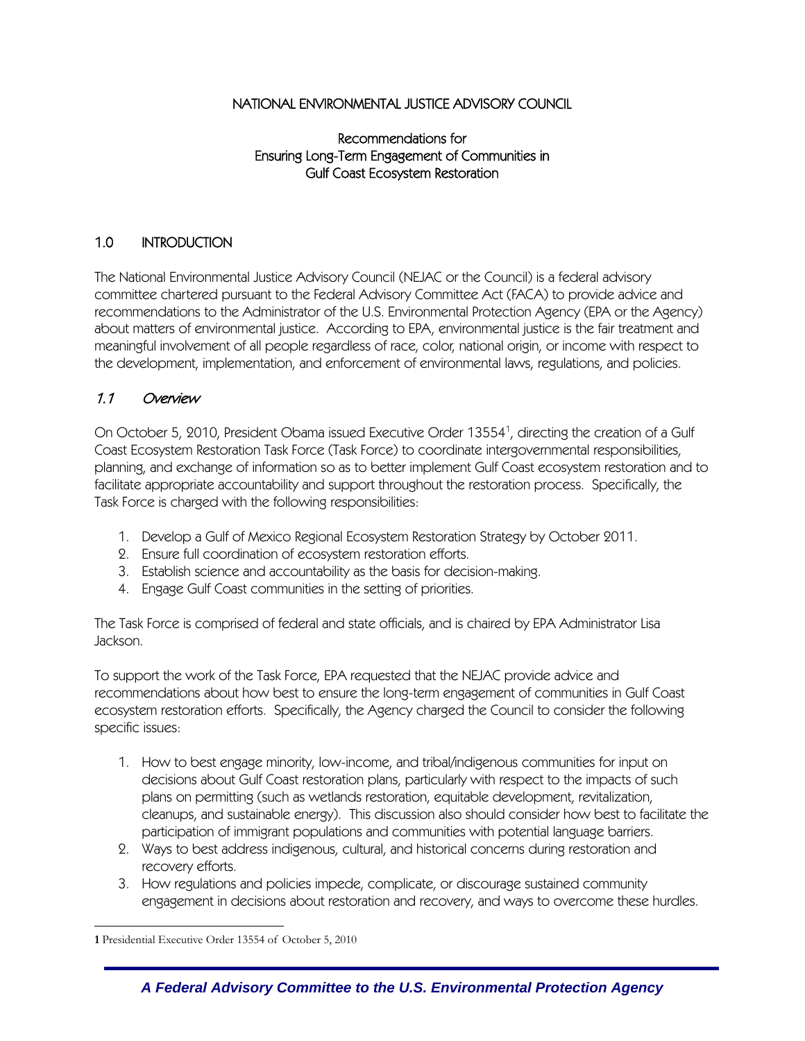NATIONAL ENVIRONMENTAL JUSTICE ADVISORY COUNCIL

Recommendations for
Ensuring Long-Term Engagement of Communities in
Gulf Coast Ecosystem Restoration

## 1.0 INTRODUCTION

The National Environmental Justice Advisory Council (NEJAC or the Council) is a federal advisory committee chartered pursuant to the Federal Advisory Committee Act (FACA) to provide advice and recommendations to the Administrator of the U.S. Environmental Protection Agency (EPA or the Agency) about matters of environmental justice. According to EPA, environmental justice is the fair treatment and meaningful involvement of all people regardless of race, color, national origin, or income with respect to the development, implementation, and enforcement of environmental laws, regulations, and policies.

### *1.1 Overview*

On October 5, 2010, President Obama issued Executive Order 13554[1], directing the creation of a Gulf Coast Ecosystem Restoration Task Force (Task Force) to coordinate intergovernmental responsibilities, planning, and exchange of information so as to better implement Gulf Coast ecosystem restoration and to facilitate appropriate accountability and support throughout the restoration process. Specifically, the Task Force is charged with the following responsibilities:

1. Develop a Gulf of Mexico Regional Ecosystem Restoration Strategy by October 2011.
2. Ensure full coordination of ecosystem restoration efforts.
3. Establish science and accountability as the basis for decision-making.
4. Engage Gulf Coast communities in the setting of priorities.

The Task Force is comprised of federal and state officials, and is chaired by EPA Administrator Lisa Jackson.

To support the work of the Task Force, EPA requested that the NEJAC provide advice and recommendations about how best to ensure the long-term engagement of communities in Gulf Coast ecosystem restoration efforts. Specifically, the Agency charged the Council to consider the following specific issues:

1. How to best engage minority, low-income, and tribal/indigenous communities for input on decisions about Gulf Coast restoration plans, particularly with respect to the impacts of such plans on permitting (such as wetlands restoration, equitable development, revitalization, cleanups, and sustainable energy). This discussion also should consider how best to facilitate the participation of immigrant populations and communities with potential language barriers.
2. Ways to best address indigenous, cultural, and historical concerns during restoration and recovery efforts.
3. How regulations and policies impede, complicate, or discourage sustained community engagement in decisions about restoration and recovery, and ways to overcome these hurdles.

---

[1] Presidential Executive Order 13554 of October 5, 2010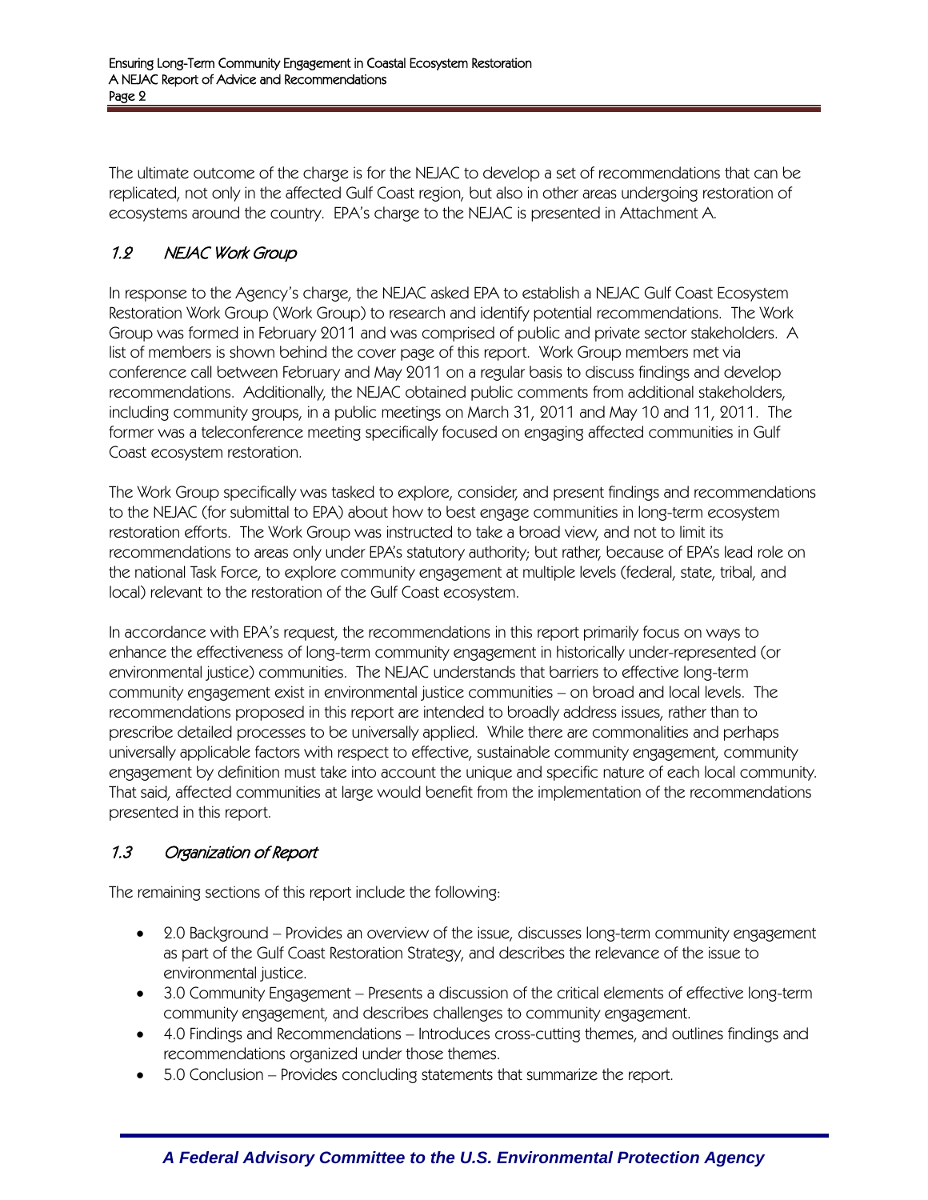The ultimate outcome of the charge is for the NEJAC to develop a set of recommendations that can be replicated, not only in the affected Gulf Coast region, but also in other areas undergoing restoration of ecosystems around the country. EPA's charge to the NEJAC is presented in Attachment A.

### *1.2 NEJAC Work Group*

In response to the Agency's charge, the NEJAC asked EPA to establish a NEJAC Gulf Coast Ecosystem Restoration Work Group (Work Group) to research and identify potential recommendations. The Work Group was formed in February 2011 and was comprised of public and private sector stakeholders. A list of members is shown behind the cover page of this report. Work Group members met via conference call between February and May 2011 on a regular basis to discuss findings and develop recommendations. Additionally, the NEJAC obtained public comments from additional stakeholders, including community groups, in a public meetings on March 31, 2011 and May 10 and 11, 2011. The former was a teleconference meeting specifically focused on engaging affected communities in Gulf Coast ecosystem restoration.

The Work Group specifically was tasked to explore, consider, and present findings and recommendations to the NEJAC (for submittal to EPA) about how to best engage communities in long-term ecosystem restoration efforts. The Work Group was instructed to take a broad view, and not to limit its recommendations to areas only under EPA's statutory authority; but rather, because of EPA's lead role on the national Task Force, to explore community engagement at multiple levels (federal, state, tribal, and local) relevant to the restoration of the Gulf Coast ecosystem.

In accordance with EPA's request, the recommendations in this report primarily focus on ways to enhance the effectiveness of long-term community engagement in historically under-represented (or environmental justice) communities. The NEJAC understands that barriers to effective long-term community engagement exist in environmental justice communities – on broad and local levels. The recommendations proposed in this report are intended to broadly address issues, rather than to prescribe detailed processes to be universally applied. While there are commonalities and perhaps universally applicable factors with respect to effective, sustainable community engagement, community engagement by definition must take into account the unique and specific nature of each local community. That said, affected communities at large would benefit from the implementation of the recommendations presented in this report.

### *1.3 Organization of Report*

The remaining sections of this report include the following:

- 2.0 Background – Provides an overview of the issue, discusses long-term community engagement as part of the Gulf Coast Restoration Strategy, and describes the relevance of the issue to environmental justice.
- 3.0 Community Engagement – Presents a discussion of the critical elements of effective long-term community engagement, and describes challenges to community engagement.
- 4.0 Findings and Recommendations – Introduces cross-cutting themes, and outlines findings and recommendations organized under those themes.
- 5.0 Conclusion – Provides concluding statements that summarize the report.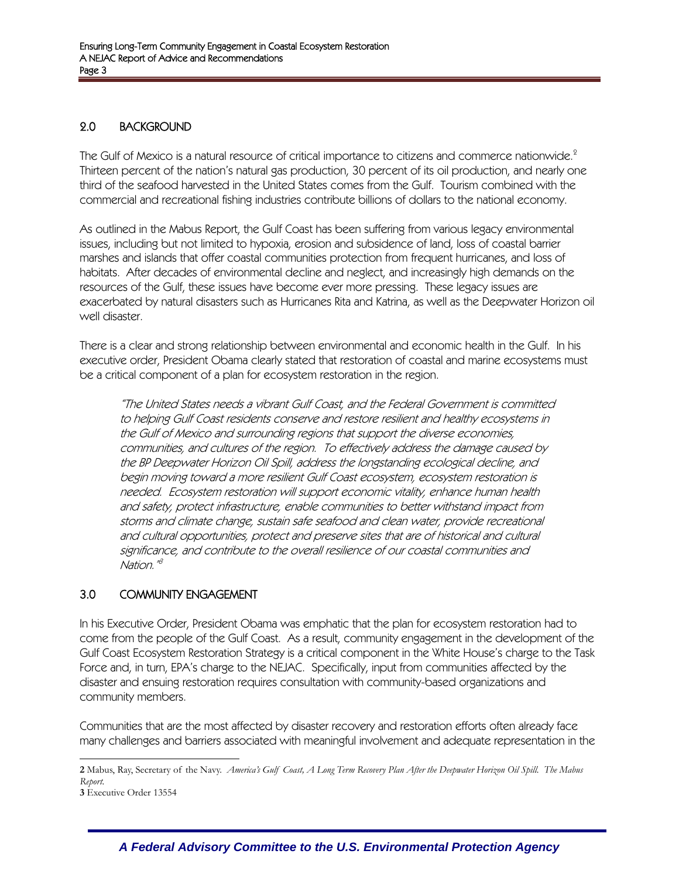## 2.0 BACKGROUND

The Gulf of Mexico is a natural resource of critical importance to citizens and commerce nationwide.[2] Thirteen percent of the nation's natural gas production, 30 percent of its oil production, and nearly one third of the seafood harvested in the United States comes from the Gulf. Tourism combined with the commercial and recreational fishing industries contribute billions of dollars to the national economy.

As outlined in the Mabus Report, the Gulf Coast has been suffering from various legacy environmental issues, including but not limited to hypoxia, erosion and subsidence of land, loss of coastal barrier marshes and islands that offer coastal communities protection from frequent hurricanes, and loss of habitats. After decades of environmental decline and neglect, and increasingly high demands on the resources of the Gulf, these issues have become ever more pressing. These legacy issues are exacerbated by natural disasters such as Hurricanes Rita and Katrina, as well as the Deepwater Horizon oil well disaster.

There is a clear and strong relationship between environmental and economic health in the Gulf. In his executive order, President Obama clearly stated that restoration of coastal and marine ecosystems must be a critical component of a plan for ecosystem restoration in the region.

> *"The United States needs a vibrant Gulf Coast, and the Federal Government is committed to helping Gulf Coast residents conserve and restore resilient and healthy ecosystems in the Gulf of Mexico and surrounding regions that support the diverse economies, communities, and cultures of the region. To effectively address the damage caused by the BP Deepwater Horizon Oil Spill, address the longstanding ecological decline, and begin moving toward a more resilient Gulf Coast ecosystem, ecosystem restoration is needed. Ecosystem restoration will support economic vitality, enhance human health and safety, protect infrastructure, enable communities to better withstand impact from storms and climate change, sustain safe seafood and clean water, provide recreational and cultural opportunities, protect and preserve sites that are of historical and cultural significance, and contribute to the overall resilience of our coastal communities and Nation."*[3]

## 3.0 COMMUNITY ENGAGEMENT

In his Executive Order, President Obama was emphatic that the plan for ecosystem restoration had to come from the people of the Gulf Coast. As a result, community engagement in the development of the Gulf Coast Ecosystem Restoration Strategy is a critical component in the White House's charge to the Task Force and, in turn, EPA's charge to the NEJAC. Specifically, input from communities affected by the disaster and ensuing restoration requires consultation with community-based organizations and community members.

Communities that are the most affected by disaster recovery and restoration efforts often already face many challenges and barriers associated with meaningful involvement and adequate representation in the

---

**2** Mabus, Ray, Secretary of the Navy. *America's Gulf Coast, A Long Term Recovery Plan After the Deepwater Horizon Oil Spill. The Mabus Report.*

**3** Executive Order 13554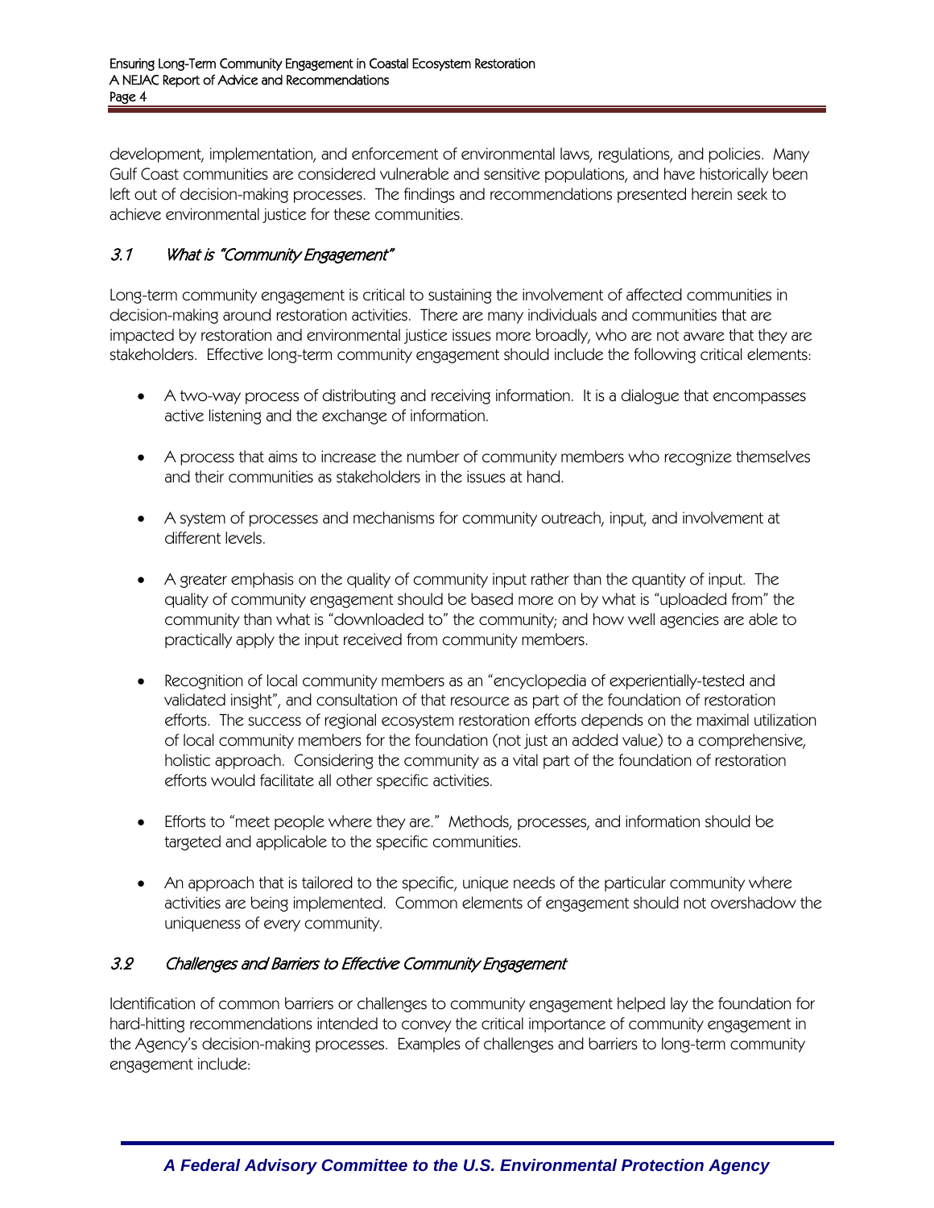development, implementation, and enforcement of environmental laws, regulations, and policies. Many Gulf Coast communities are considered vulnerable and sensitive populations, and have historically been left out of decision-making processes. The findings and recommendations presented herein seek to achieve environmental justice for these communities.

### *3.1 What is "Community Engagement"*

Long-term community engagement is critical to sustaining the involvement of affected communities in decision-making around restoration activities. There are many individuals and communities that are impacted by restoration and environmental justice issues more broadly, who are not aware that they are stakeholders. Effective long-term community engagement should include the following critical elements:

- A two-way process of distributing and receiving information. It is a dialogue that encompasses active listening and the exchange of information.

- A process that aims to increase the number of community members who recognize themselves and their communities as stakeholders in the issues at hand.

- A system of processes and mechanisms for community outreach, input, and involvement at different levels.

- A greater emphasis on the quality of community input rather than the quantity of input. The quality of community engagement should be based more on by what is "uploaded from" the community than what is "downloaded to" the community; and how well agencies are able to practically apply the input received from community members.

- Recognition of local community members as an "encyclopedia of experientially-tested and validated insight", and consultation of that resource as part of the foundation of restoration efforts. The success of regional ecosystem restoration efforts depends on the maximal utilization of local community members for the foundation (not just an added value) to a comprehensive, holistic approach. Considering the community as a vital part of the foundation of restoration efforts would facilitate all other specific activities.

- Efforts to "meet people where they are." Methods, processes, and information should be targeted and applicable to the specific communities.

- An approach that is tailored to the specific, unique needs of the particular community where activities are being implemented. Common elements of engagement should not overshadow the uniqueness of every community.

### *3.2 Challenges and Barriers to Effective Community Engagement*

Identification of common barriers or challenges to community engagement helped lay the foundation for hard-hitting recommendations intended to convey the critical importance of community engagement in the Agency's decision-making processes. Examples of challenges and barriers to long-term community engagement include: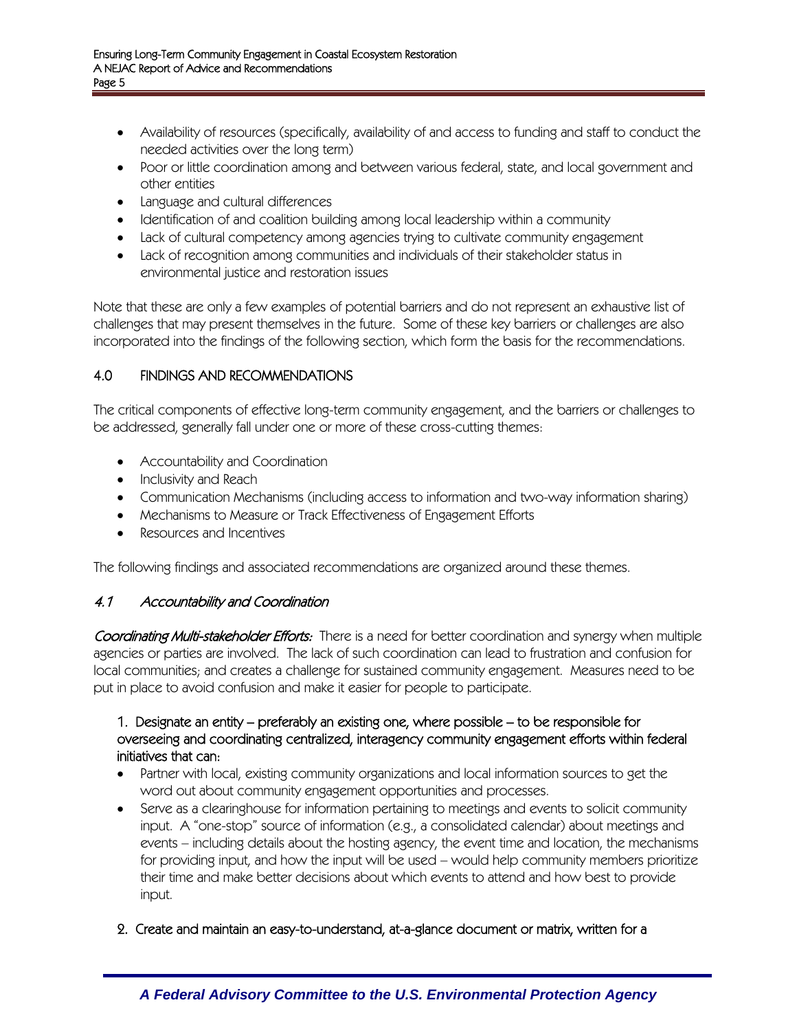- Availability of resources (specifically, availability of and access to funding and staff to conduct the needed activities over the long term)
- Poor or little coordination among and between various federal, state, and local government and other entities
- Language and cultural differences
- Identification of and coalition building among local leadership within a community
- Lack of cultural competency among agencies trying to cultivate community engagement
- Lack of recognition among communities and individuals of their stakeholder status in environmental justice and restoration issues

Note that these are only a few examples of potential barriers and do not represent an exhaustive list of challenges that may present themselves in the future. Some of these key barriers or challenges are also incorporated into the findings of the following section, which form the basis for the recommendations.

## 4.0 FINDINGS AND RECOMMENDATIONS

The critical components of effective long-term community engagement, and the barriers or challenges to be addressed, generally fall under one or more of these cross-cutting themes:

- Accountability and Coordination
- Inclusivity and Reach
- Communication Mechanisms (including access to information and two-way information sharing)
- Mechanisms to Measure or Track Effectiveness of Engagement Efforts
- Resources and Incentives

The following findings and associated recommendations are organized around these themes.

### *4.1 Accountability and Coordination*

***Coordinating Multi-stakeholder Efforts:*** There is a need for better coordination and synergy when multiple agencies or parties are involved. The lack of such coordination can lead to frustration and confusion for local communities; and creates a challenge for sustained community engagement. Measures need to be put in place to avoid confusion and make it easier for people to participate.

1. Designate an entity – preferably an existing one, where possible – to be responsible for overseeing and coordinating centralized, interagency community engagement efforts within federal initiatives that can:

- Partner with local, existing community organizations and local information sources to get the word out about community engagement opportunities and processes.
- Serve as a clearinghouse for information pertaining to meetings and events to solicit community input. A "one-stop" source of information (e.g., a consolidated calendar) about meetings and events – including details about the hosting agency, the event time and location, the mechanisms for providing input, and how the input will be used – would help community members prioritize their time and make better decisions about which events to attend and how best to provide input.

2. Create and maintain an easy-to-understand, at-a-glance document or matrix, written for a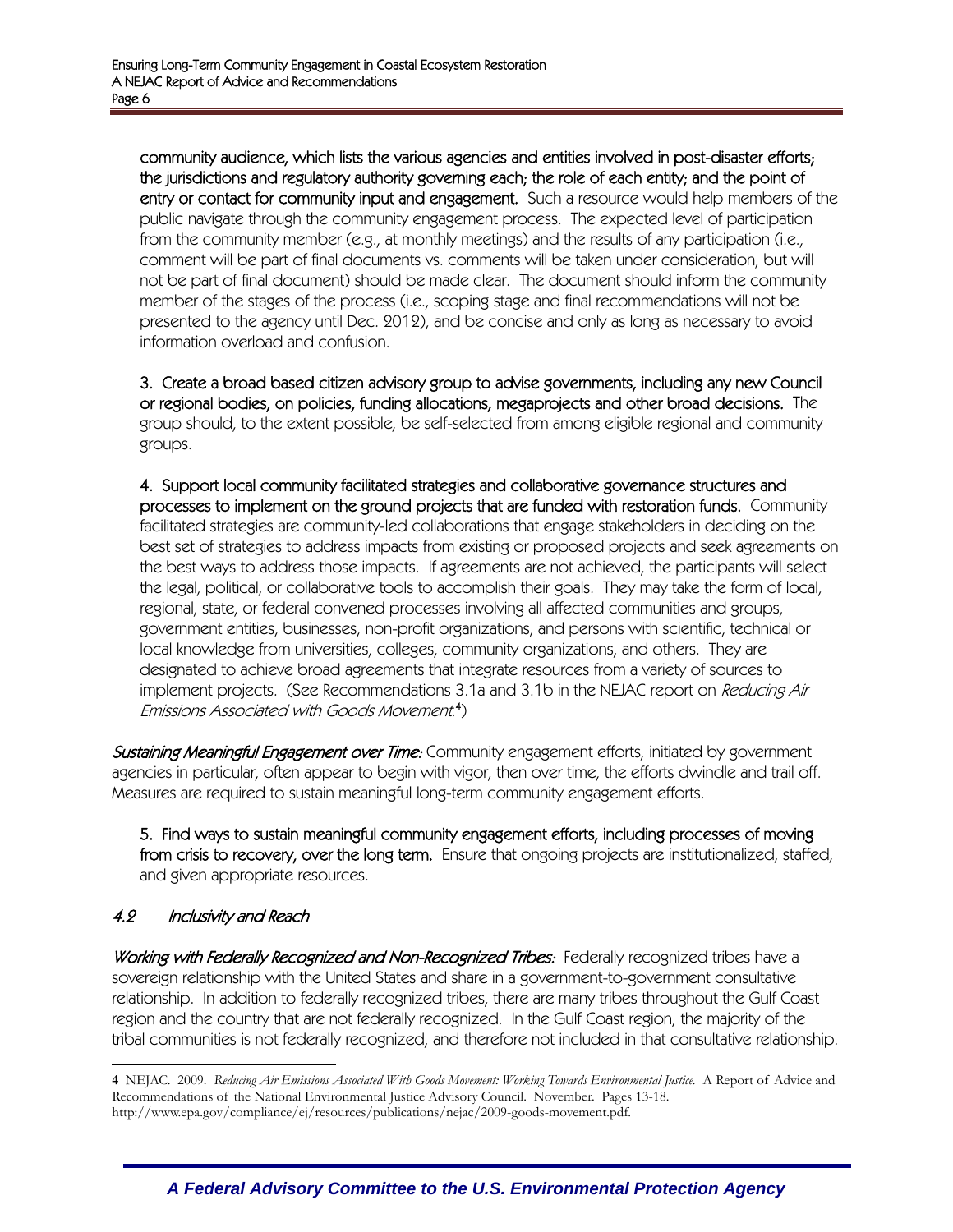**community audience, which lists the various agencies and entities involved in post-disaster efforts; the jurisdictions and regulatory authority governing each; the role of each entity; and the point of entry or contact for community input and engagement.** Such a resource would help members of the public navigate through the community engagement process. The expected level of participation from the community member (e.g., at monthly meetings) and the results of any participation (i.e., comment will be part of final documents vs. comments will be taken under consideration, but will not be part of final document) should be made clear. The document should inform the community member of the stages of the process (i.e., scoping stage and final recommendations will not be presented to the agency until Dec. 2012), and be concise and only as long as necessary to avoid information overload and confusion.

**3. Create a broad based citizen advisory group to advise governments, including any new Council or regional bodies, on policies, funding allocations, megaprojects and other broad decisions.** The group should, to the extent possible, be self-selected from among eligible regional and community groups.

**4. Support local community facilitated strategies and collaborative governance structures and processes to implement on the ground projects that are funded with restoration funds.** Community facilitated strategies are community-led collaborations that engage stakeholders in deciding on the best set of strategies to address impacts from existing or proposed projects and seek agreements on the best ways to address those impacts. If agreements are not achieved, the participants will select the legal, political, or collaborative tools to accomplish their goals. They may take the form of local, regional, state, or federal convened processes involving all affected communities and groups, government entities, businesses, non-profit organizations, and persons with scientific, technical or local knowledge from universities, colleges, community organizations, and others. They are designated to achieve broad agreements that integrate resources from a variety of sources to implement projects. (See Recommendations 3.1a and 3.1b in the NEJAC report on *Reducing Air Emissions Associated with Goods Movement.*[4])

***Sustaining Meaningful Engagement over Time:*** Community engagement efforts, initiated by government agencies in particular, often appear to begin with vigor, then over time, the efforts dwindle and trail off. Measures are required to sustain meaningful long-term community engagement efforts.

**5. Find ways to sustain meaningful community engagement efforts, including processes of moving from crisis to recovery, over the long term.** Ensure that ongoing projects are institutionalized, staffed, and given appropriate resources.

## *4.2 Inclusivity and Reach*

***Working with Federally Recognized and Non-Recognized Tribes:*** Federally recognized tribes have a sovereign relationship with the United States and share in a government-to-government consultative relationship. In addition to federally recognized tribes, there are many tribes throughout the Gulf Coast region and the country that are not federally recognized. In the Gulf Coast region, the majority of the tribal communities is not federally recognized, and therefore not included in that consultative relationship.

---

4 NEJAC. 2009. *Reducing Air Emissions Associated With Goods Movement: Working Towards Environmental Justice.* A Report of Advice and Recommendations of the National Environmental Justice Advisory Council. November. Pages 13-18. http://www.epa.gov/compliance/ej/resources/publications/nejac/2009-goods-movement.pdf.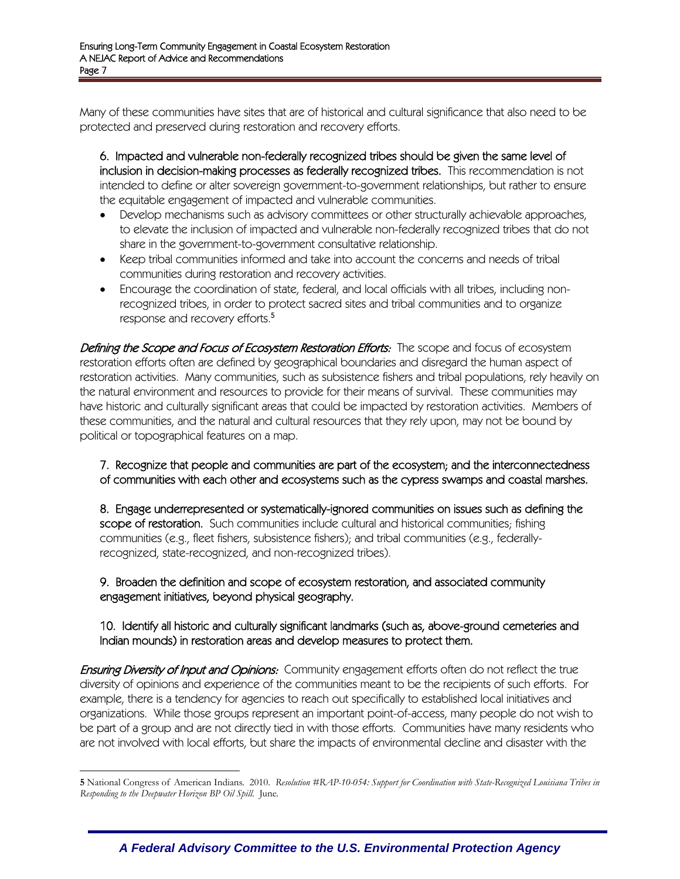Many of these communities have sites that are of historical and cultural significance that also need to be protected and preserved during restoration and recovery efforts.

**6. Impacted and vulnerable non-federally recognized tribes should be given the same level of inclusion in decision-making processes as federally recognized tribes.** This recommendation is not intended to define or alter sovereign government-to-government relationships, but rather to ensure the equitable engagement of impacted and vulnerable communities.

- Develop mechanisms such as advisory committees or other structurally achievable approaches, to elevate the inclusion of impacted and vulnerable non-federally recognized tribes that do not share in the government-to-government consultative relationship.
- Keep tribal communities informed and take into account the concerns and needs of tribal communities during restoration and recovery activities.
- Encourage the coordination of state, federal, and local officials with all tribes, including non-recognized tribes, in order to protect sacred sites and tribal communities and to organize response and recovery efforts.[5]

***Defining the Scope and Focus of Ecosystem Restoration Efforts:*** The scope and focus of ecosystem restoration efforts often are defined by geographical boundaries and disregard the human aspect of restoration activities. Many communities, such as subsistence fishers and tribal populations, rely heavily on the natural environment and resources to provide for their means of survival. These communities may have historic and culturally significant areas that could be impacted by restoration activities. Members of these communities, and the natural and cultural resources that they rely upon, may not be bound by political or topographical features on a map.

**7. Recognize that people and communities are part of the ecosystem; and the interconnectedness of communities with each other and ecosystems such as the cypress swamps and coastal marshes.**

**8. Engage underrepresented or systematically-ignored communities on issues such as defining the scope of restoration.** Such communities include cultural and historical communities; fishing communities (e.g., fleet fishers, subsistence fishers); and tribal communities (e.g., federally-recognized, state-recognized, and non-recognized tribes).

**9. Broaden the definition and scope of ecosystem restoration, and associated community engagement initiatives, beyond physical geography.**

**10. Identify all historic and culturally significant landmarks (such as, above-ground cemeteries and Indian mounds) in restoration areas and develop measures to protect them.**

***Ensuring Diversity of Input and Opinions:*** Community engagement efforts often do not reflect the true diversity of opinions and experience of the communities meant to be the recipients of such efforts. For example, there is a tendency for agencies to reach out specifically to established local initiatives and organizations. While those groups represent an important point-of-access, many people do not wish to be part of a group and are not directly tied in with those efforts. Communities have many residents who are not involved with local efforts, but share the impacts of environmental decline and disaster with the

---

[5] National Congress of American Indians. 2010. *Resolution #RAP-10-054: Support for Coordination with State-Recognized Louisiana Tribes in Responding to the Deepwater Horizon BP Oil Spill.* June.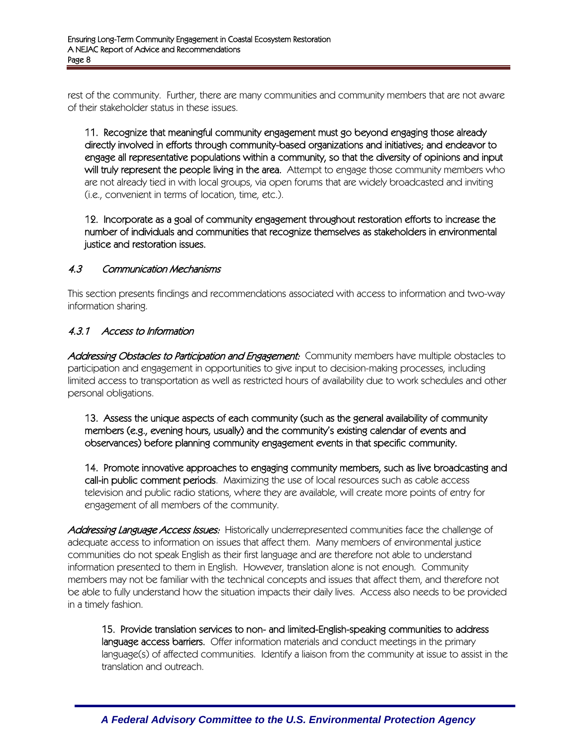rest of the community. Further, there are many communities and community members that are not aware of their stakeholder status in these issues.

> 11. **Recognize that meaningful community engagement must go beyond engaging those already directly involved in efforts through community-based organizations and initiatives; and endeavor to engage all representative populations within a community, so that the diversity of opinions and input will truly represent the people living in the area.** Attempt to engage those community members who are not already tied in with local groups, via open forums that are widely broadcasted and inviting (i.e., convenient in terms of location, time, etc.).
>
> 12. **Incorporate as a goal of community engagement throughout restoration efforts to increase the number of individuals and communities that recognize themselves as stakeholders in environmental justice and restoration issues.**

### *4.3 Communication Mechanisms*

This section presents findings and recommendations associated with access to information and two-way information sharing.

#### *4.3.1 Access to Information*

***Addressing Obstacles to Participation and Engagement:*** Community members have multiple obstacles to participation and engagement in opportunities to give input to decision-making processes, including limited access to transportation as well as restricted hours of availability due to work schedules and other personal obligations.

> 13. **Assess the unique aspects of each community (such as the general availability of community members (e.g., evening hours, usually) and the community's existing calendar of events and observances) before planning community engagement events in that specific community.**
>
> 14. **Promote innovative approaches to engaging community members, such as live broadcasting and call-in public comment periods**. Maximizing the use of local resources such as cable access television and public radio stations, where they are available, will create more points of entry for engagement of all members of the community.

***Addressing Language Access Issues:*** Historically underrepresented communities face the challenge of adequate access to information on issues that affect them. Many members of environmental justice communities do not speak English as their first language and are therefore not able to understand information presented to them in English. However, translation alone is not enough. Community members may not be familiar with the technical concepts and issues that affect them, and therefore not be able to fully understand how the situation impacts their daily lives. Access also needs to be provided in a timely fashion.

> 15. **Provide translation services to non- and limited-English-speaking communities to address language access barriers.** Offer information materials and conduct meetings in the primary language(s) of affected communities. Identify a liaison from the community at issue to assist in the translation and outreach.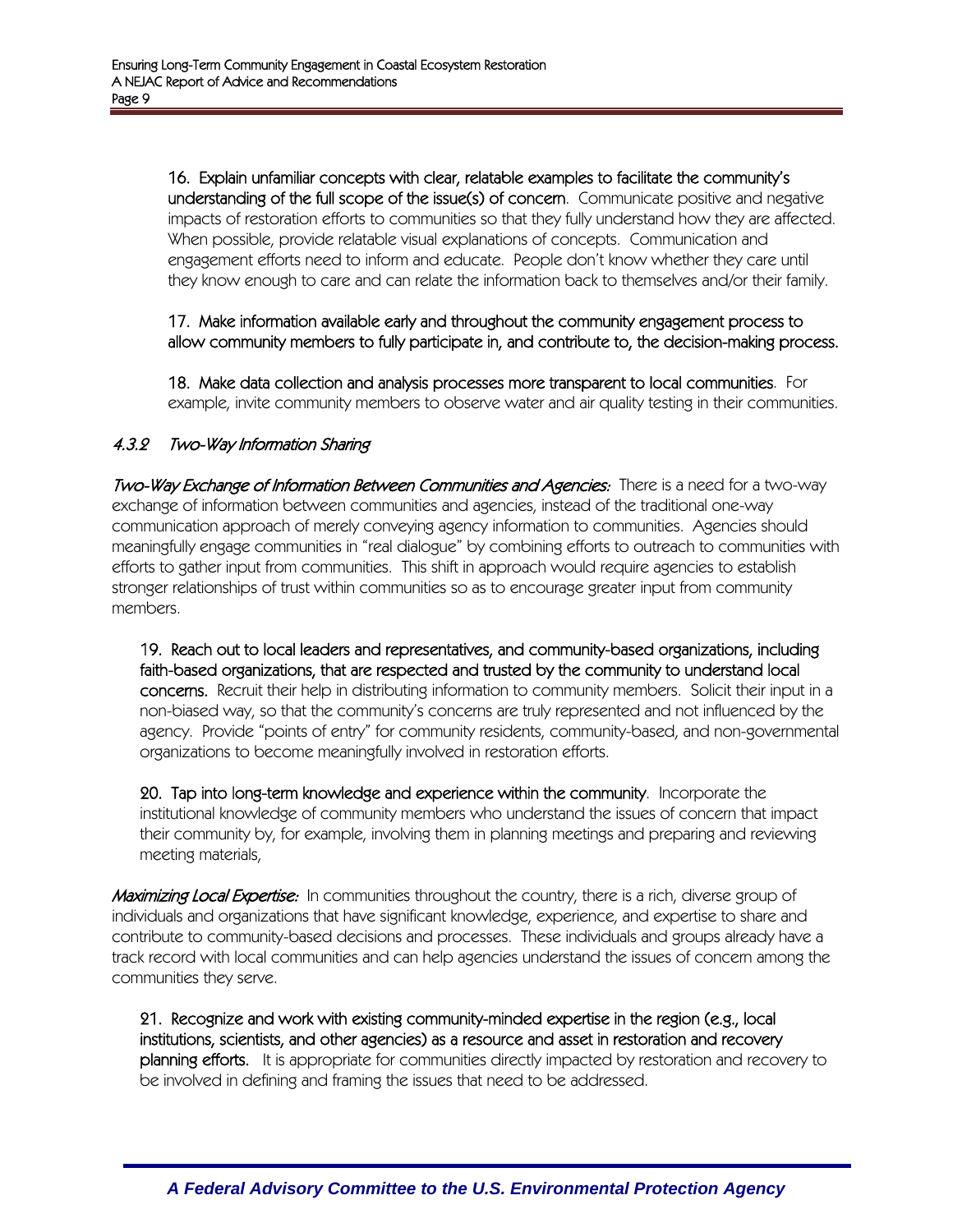**16. Explain unfamiliar concepts with clear, relatable examples to facilitate the community's understanding of the full scope of the issue(s) of concern**. Communicate positive and negative impacts of restoration efforts to communities so that they fully understand how they are affected. When possible, provide relatable visual explanations of concepts. Communication and engagement efforts need to inform and educate. People don't know whether they care until they know enough to care and can relate the information back to themselves and/or their family.

**17. Make information available early and throughout the community engagement process to allow community members to fully participate in, and contribute to, the decision-making process.**

**18. Make data collection and analysis processes more transparent to local communities**. For example, invite community members to observe water and air quality testing in their communities.

#### *4.3.2 Two-Way Information Sharing*

*Two-Way Exchange of Information Between Communities and Agencies:* There is a need for a two-way exchange of information between communities and agencies, instead of the traditional one-way communication approach of merely conveying agency information to communities. Agencies should meaningfully engage communities in "real dialogue" by combining efforts to outreach to communities with efforts to gather input from communities. This shift in approach would require agencies to establish stronger relationships of trust within communities so as to encourage greater input from community members.

**19. Reach out to local leaders and representatives, and community-based organizations, including faith-based organizations, that are respected and trusted by the community to understand local concerns.** Recruit their help in distributing information to community members. Solicit their input in a non-biased way, so that the community's concerns are truly represented and not influenced by the agency. Provide "points of entry" for community residents, community-based, and non-governmental organizations to become meaningfully involved in restoration efforts.

**20. Tap into long-term knowledge and experience within the community**. Incorporate the institutional knowledge of community members who understand the issues of concern that impact their community by, for example, involving them in planning meetings and preparing and reviewing meeting materials,

*Maximizing Local Expertise:* In communities throughout the country, there is a rich, diverse group of individuals and organizations that have significant knowledge, experience, and expertise to share and contribute to community-based decisions and processes. These individuals and groups already have a track record with local communities and can help agencies understand the issues of concern among the communities they serve.

**21. Recognize and work with existing community-minded expertise in the region (e.g., local institutions, scientists, and other agencies) as a resource and asset in restoration and recovery planning efforts.** It is appropriate for communities directly impacted by restoration and recovery to be involved in defining and framing the issues that need to be addressed.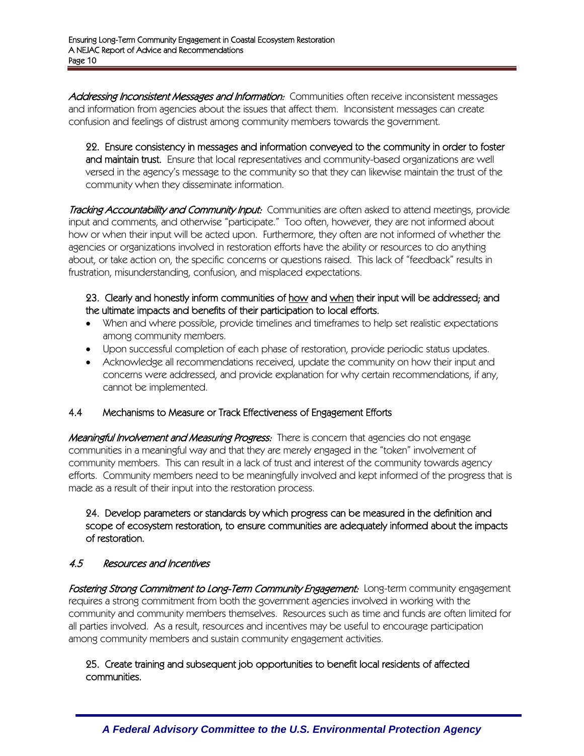*Addressing Inconsistent Messages and Information:* Communities often receive inconsistent messages and information from agencies about the issues that affect them. Inconsistent messages can create confusion and feelings of distrust among community members towards the government.

> 22. Ensure consistency in messages and information conveyed to the community in order to foster and maintain trust. Ensure that local representatives and community-based organizations are well versed in the agency's message to the community so that they can likewise maintain the trust of the community when they disseminate information.

*Tracking Accountability and Community Input:* Communities are often asked to attend meetings, provide input and comments, and otherwise "participate." Too often, however, they are not informed about how or when their input will be acted upon. Furthermore, they often are not informed of whether the agencies or organizations involved in restoration efforts have the ability or resources to do anything about, or take action on, the specific concerns or questions raised. This lack of "feedback" results in frustration, misunderstanding, confusion, and misplaced expectations.

> 23. Clearly and honestly inform communities of <u>how</u> and <u>when</u> their input will be addressed; and the ultimate impacts and benefits of their participation to local efforts.
> - When and where possible, provide timelines and timeframes to help set realistic expectations among community members.
> - Upon successful completion of each phase of restoration, provide periodic status updates.
> - Acknowledge all recommendations received, update the community on how their input and concerns were addressed, and provide explanation for why certain recommendations, if any, cannot be implemented.

### 4.4 Mechanisms to Measure or Track Effectiveness of Engagement Efforts

*Meaningful Involvement and Measuring Progress:* There is concern that agencies do not engage communities in a meaningful way and that they are merely engaged in the "token" involvement of community members. This can result in a lack of trust and interest of the community towards agency efforts. Community members need to be meaningfully involved and kept informed of the progress that is made as a result of their input into the restoration process.

> 24. Develop parameters or standards by which progress can be measured in the definition and scope of ecosystem restoration, to ensure communities are adequately informed about the impacts of restoration.

### *4.5 Resources and Incentives*

*Fostering Strong Commitment to Long-Term Community Engagement:* Long-term community engagement requires a strong commitment from both the government agencies involved in working with the community and community members themselves. Resources such as time and funds are often limited for all parties involved. As a result, resources and incentives may be useful to encourage participation among community members and sustain community engagement activities.

> 25. Create training and subsequent job opportunities to benefit local residents of affected communities.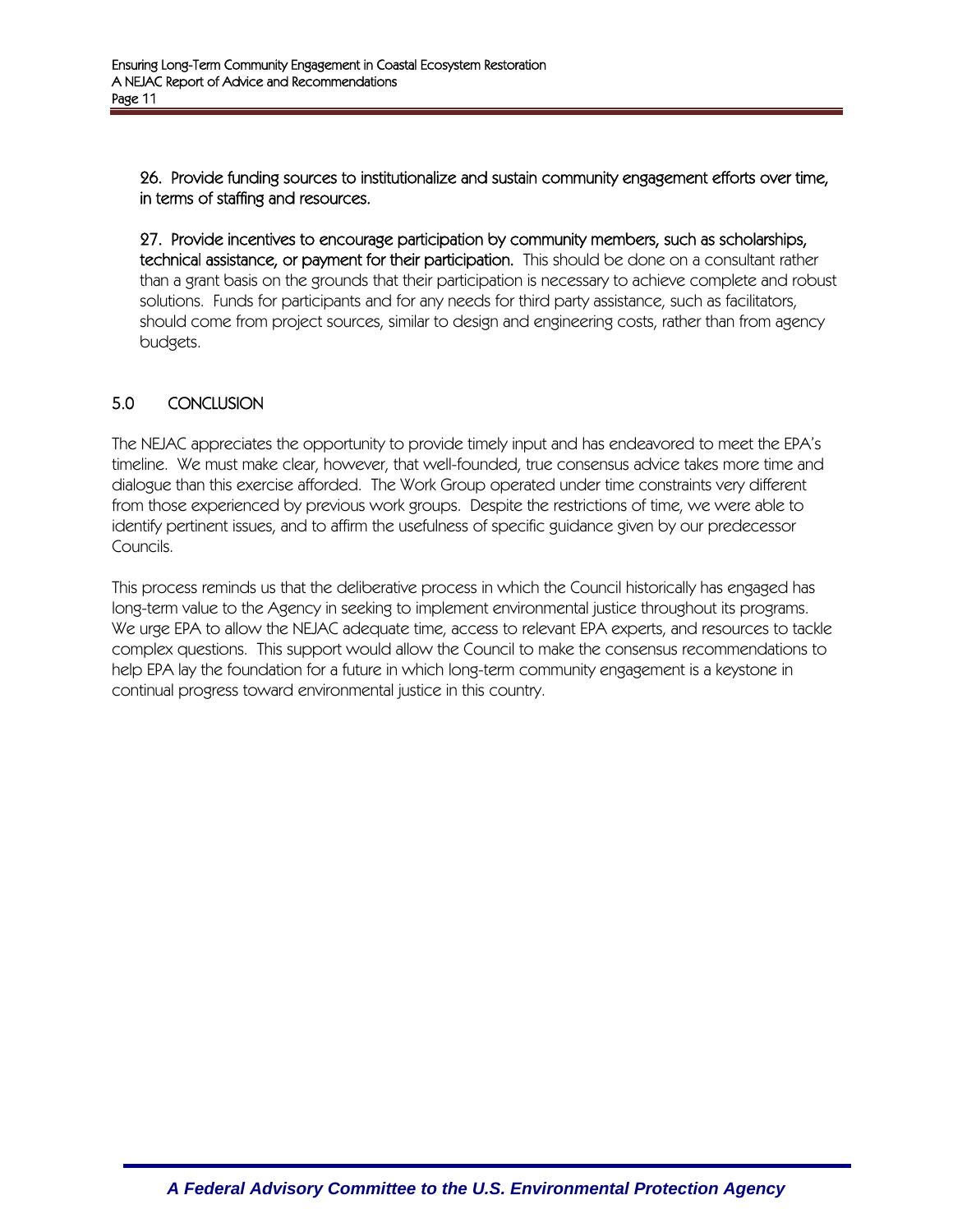**26. Provide funding sources to institutionalize and sustain community engagement efforts over time, in terms of staffing and resources.**

**27. Provide incentives to encourage participation by community members, such as scholarships, technical assistance, or payment for their participation.** This should be done on a consultant rather than a grant basis on the grounds that their participation is necessary to achieve complete and robust solutions. Funds for participants and for any needs for third party assistance, such as facilitators, should come from project sources, similar to design and engineering costs, rather than from agency budgets.

## 5.0 CONCLUSION

The NEJAC appreciates the opportunity to provide timely input and has endeavored to meet the EPA's timeline. We must make clear, however, that well-founded, true consensus advice takes more time and dialogue than this exercise afforded. The Work Group operated under time constraints very different from those experienced by previous work groups. Despite the restrictions of time, we were able to identify pertinent issues, and to affirm the usefulness of specific guidance given by our predecessor Councils.

This process reminds us that the deliberative process in which the Council historically has engaged has long-term value to the Agency in seeking to implement environmental justice throughout its programs. We urge EPA to allow the NEJAC adequate time, access to relevant EPA experts, and resources to tackle complex questions. This support would allow the Council to make the consensus recommendations to help EPA lay the foundation for a future in which long-term community engagement is a keystone in continual progress toward environmental justice in this country.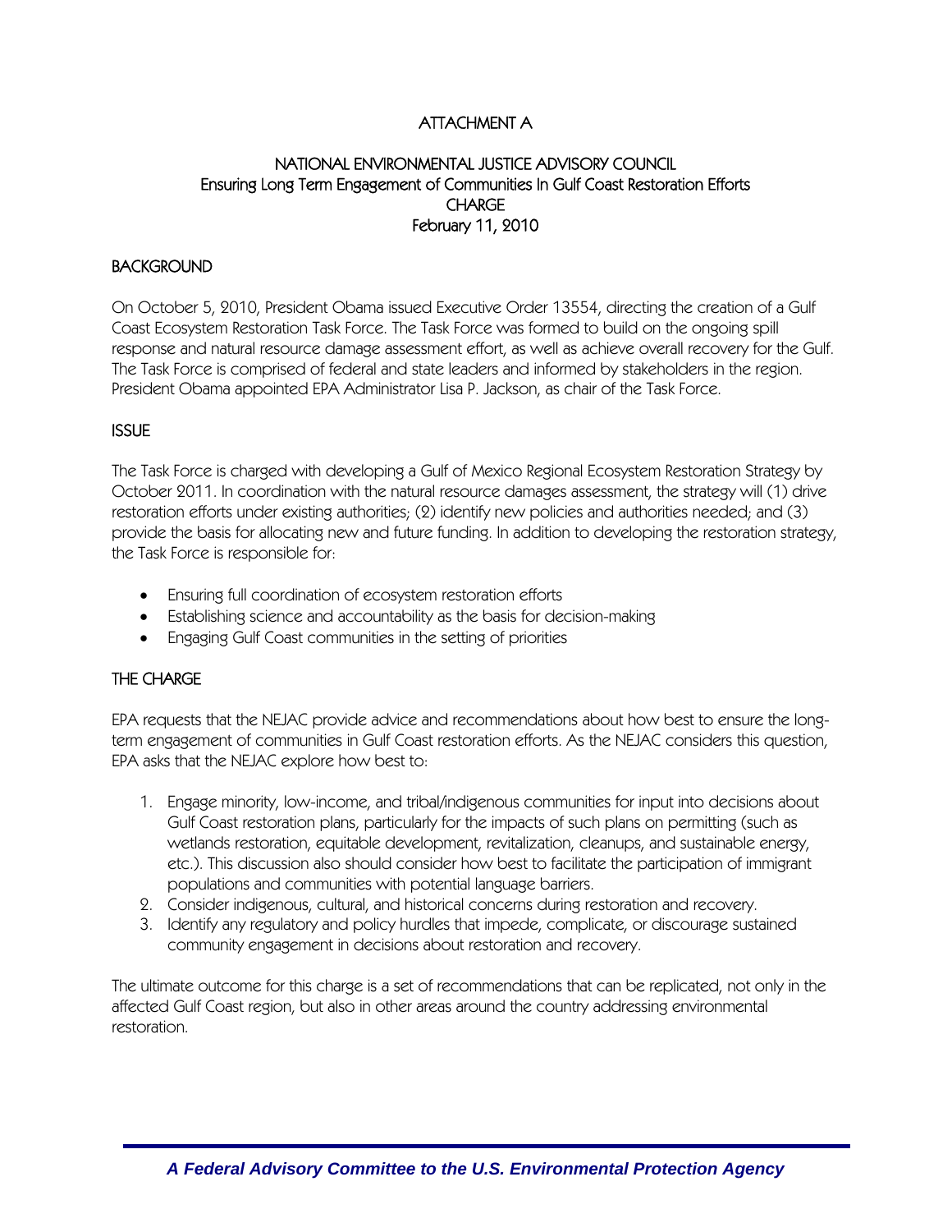# ATTACHMENT A

## NATIONAL ENVIRONMENTAL JUSTICE ADVISORY COUNCIL
## Ensuring Long Term Engagement of Communities In Gulf Coast Restoration Efforts
## CHARGE
## February 11, 2010

### BACKGROUND

On October 5, 2010, President Obama issued Executive Order 13554, directing the creation of a Gulf Coast Ecosystem Restoration Task Force. The Task Force was formed to build on the ongoing spill response and natural resource damage assessment effort, as well as achieve overall recovery for the Gulf. The Task Force is comprised of federal and state leaders and informed by stakeholders in the region. President Obama appointed EPA Administrator Lisa P. Jackson, as chair of the Task Force.

### ISSUE

The Task Force is charged with developing a Gulf of Mexico Regional Ecosystem Restoration Strategy by October 2011. In coordination with the natural resource damages assessment, the strategy will (1) drive restoration efforts under existing authorities; (2) identify new policies and authorities needed; and (3) provide the basis for allocating new and future funding. In addition to developing the restoration strategy, the Task Force is responsible for:

- Ensuring full coordination of ecosystem restoration efforts
- Establishing science and accountability as the basis for decision-making
- Engaging Gulf Coast communities in the setting of priorities

### THE CHARGE

EPA requests that the NEJAC provide advice and recommendations about how best to ensure the long-term engagement of communities in Gulf Coast restoration efforts. As the NEJAC considers this question, EPA asks that the NEJAC explore how best to:

1. Engage minority, low-income, and tribal/indigenous communities for input into decisions about Gulf Coast restoration plans, particularly for the impacts of such plans on permitting (such as wetlands restoration, equitable development, revitalization, cleanups, and sustainable energy, etc.). This discussion also should consider how best to facilitate the participation of immigrant populations and communities with potential language barriers.
2. Consider indigenous, cultural, and historical concerns during restoration and recovery.
3. Identify any regulatory and policy hurdles that impede, complicate, or discourage sustained community engagement in decisions about restoration and recovery.

The ultimate outcome for this charge is a set of recommendations that can be replicated, not only in the affected Gulf Coast region, but also in other areas around the country addressing environmental restoration.